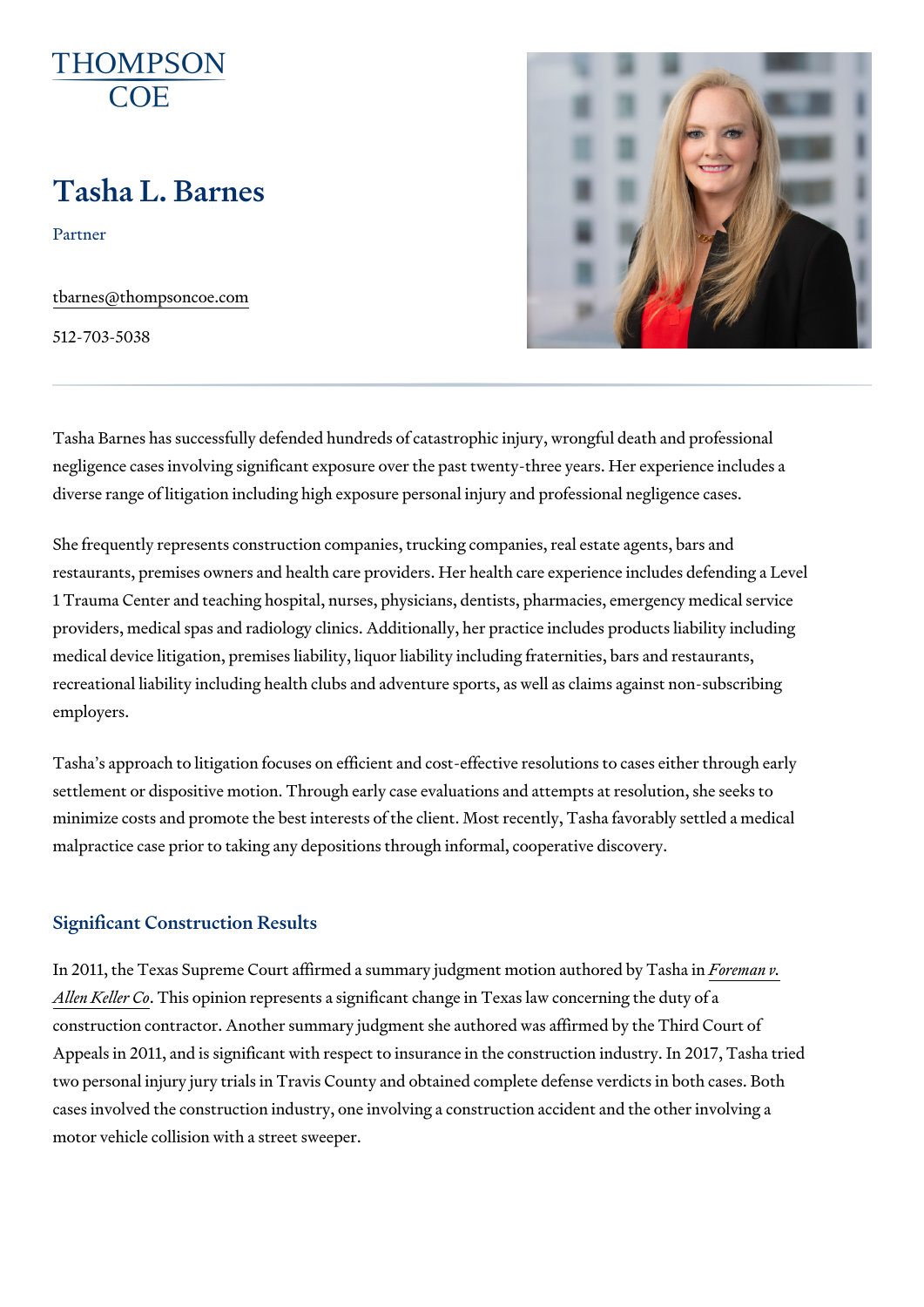# Tasha L. Barnes

Partner

tbarnes@thompsoncoe.com

512-703-5038

Tasha Barnes has successfully defended hundreds of catastrophic injury, wrongful death and professional negligence cases involving significant exposure over the past twenty-three years. Her experience includes a diverse range of litigation including high exposure personal injury and professional negligence cases.

She frequently represents construction companies, trucking companies, real estate agents, bars and restaurants, premises owners and health care providers. Her health care experience includes defending a Level 1 Trauma Center and teaching hospital, nurses, physicians, dentists, pharmacies, emergency medical service providers, medical spas and radiology clinics. Additionally, her practice includes products liability including medical device litigation, premises liability, liquor liability including fraternities, bars and restaurants, recreational liability including health clubs and adventure sports, as well as claims against non-subscribing employers.

Tasha's approach to litigation focuses on efficient and cost-effective resolutions to cases either through early settlement or dispositive motion. Through early case evaluations and attempts at resolution, she seeks to minimize costs and promote the best interests of the client. Most recently, Tasha favorably settled a medical malpractice case prior to taking any depositions through informal, cooperative discovery.

## Significant Construction Results

In 2011, the Texas Supreme Court affirmed a summary judgment motion authored by Tasha in *Foreman v. Allen Keller Co*. This opinion represents a significant change in Texas law concerning the duty of a construction contractor. Another summary judgment she authored was affirmed by the Third Court of Appeals in 2011, and is significant with respect to insurance in the construction industry. In 2017, Tasha tried two personal injury jury trials in Travis County and obtained complete defense verdicts in both cases. Both cases involved the construction industry, one involving a construction accident and the other involving a motor vehicle collision with a street sweeper.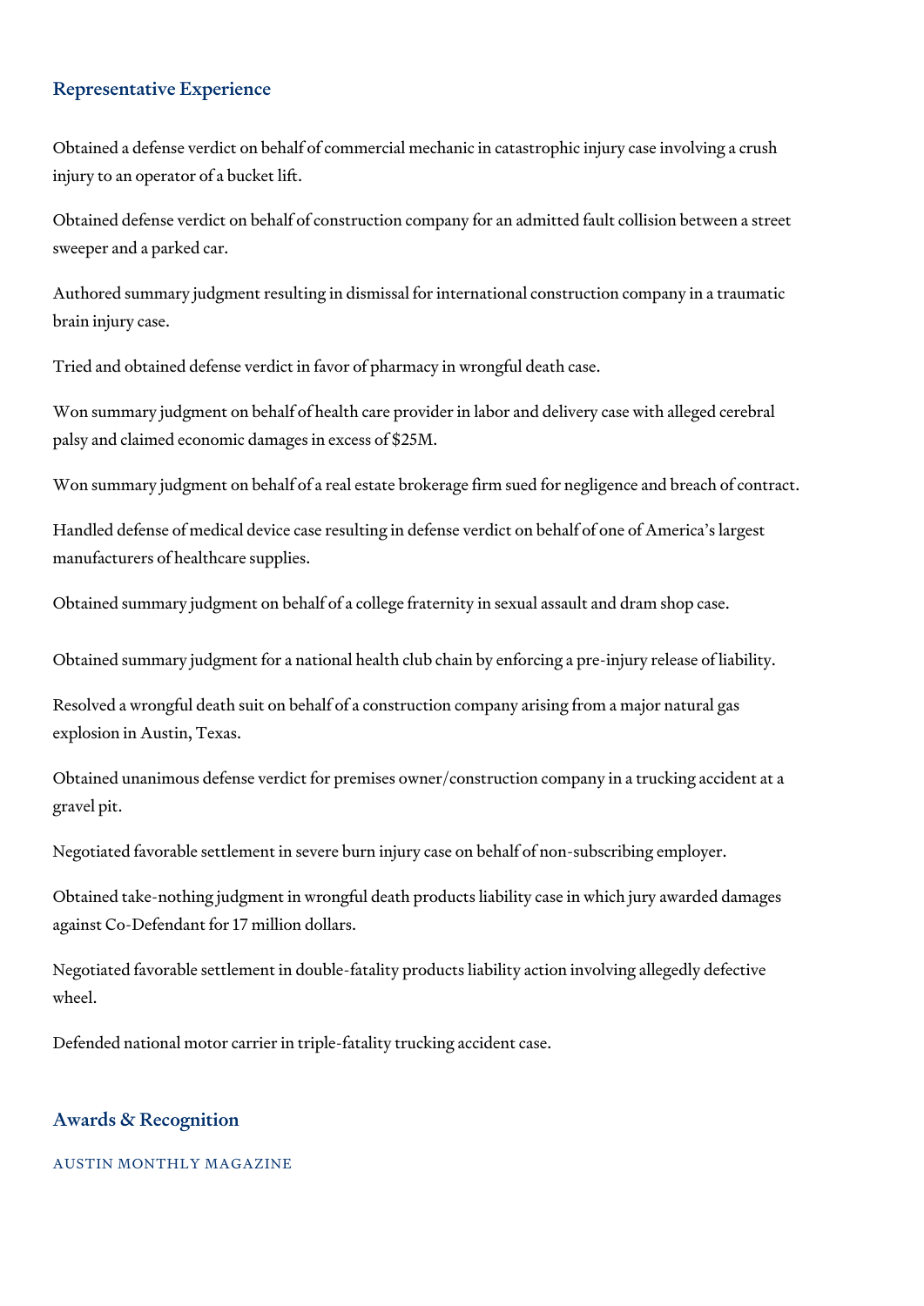## Representative Experience

Obtained a defense verdict on behalf of commercial mechanic in catastrophic injury case involving a crush injury to an operator of a bucket lift.

Obtained defense verdict on behalf of construction company for an admitted fault collision between a street sweeper and a parked car.

Authored summary judgment resulting in dismissal for international construction company in a traumatic brain injury case.

Tried and obtained defense verdict in favor of pharmacy in wrongful death case.

Won summary judgment on behalf of health care provider in labor and delivery case with alleged cerebral palsy and claimed economic damages in excess of $25M.

Won summary judgment on behalf of a real estate brokerage firm sued for negligence and breach of contract.

Handled defense of medical device case resulting in defense verdict on behalf of one of America's largest manufacturers of healthcare supplies.

Obtained summary judgment on behalf of a college fraternity in sexual assault and dram shop case.

Obtained summary judgment for a national health club chain by enforcing a pre-injury release of liability.

Resolved a wrongful death suit on behalf of a construction company arising from a major natural gas explosion in Austin, Texas.

Obtained unanimous defense verdict for premises owner/construction company in a trucking accident at a gravel pit.

Negotiated favorable settlement in severe burn injury case on behalf of non-subscribing employer.

Obtained take-nothing judgment in wrongful death products liability case in which jury awarded damages against Co-Defendant for 17 million dollars.

Negotiated favorable settlement in double-fatality products liability action involving allegedly defective wheel.

Defended national motor carrier in triple-fatality trucking accident case.

## Awards & Recognition

AUSTIN MONTHLY MAGAZINE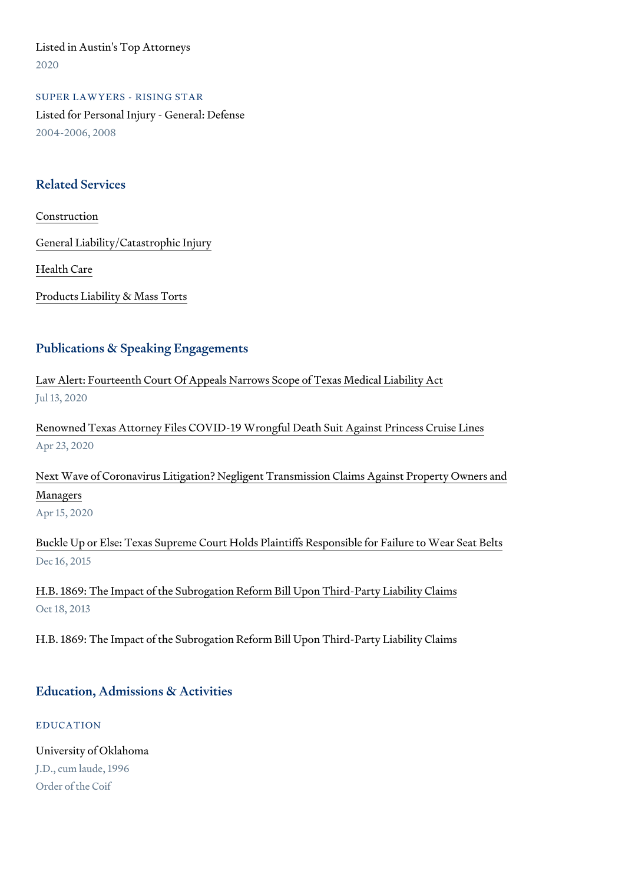Listed in Austin's Top Attorneys

2020

SUPER LAWYERS - RISING STAR

Listed for Personal Injury - General: Defense

2004-2006, 2008

## Related Services

Construction

General Liability/Catastrophic Injury

Health Care

Products Liability & Mass Torts

## Publications & Speaking Engagements

Law Alert: Fourteenth Court Of Appeals Narrows Scope of Texas Medical Liability Act

Jul 13, 2020

Renowned Texas Attorney Files COVID-19 Wrongful Death Suit Against Princess Cruise Lines

Apr 23, 2020

Next Wave of Coronavirus Litigation? Negligent Transmission Claims Against Property Owners and Managers

Apr 15, 2020

Buckle Up or Else: Texas Supreme Court Holds Plaintiffs Responsible for Failure to Wear Seat Belts

Dec 16, 2015

H.B. 1869: The Impact of the Subrogation Reform Bill Upon Third-Party Liability Claims

Oct 18, 2013

H.B. 1869: The Impact of the Subrogation Reform Bill Upon Third-Party Liability Claims

## Education, Admissions & Activities

EDUCATION

University of Oklahoma

J.D., cum laude, 1996

Order of the Coif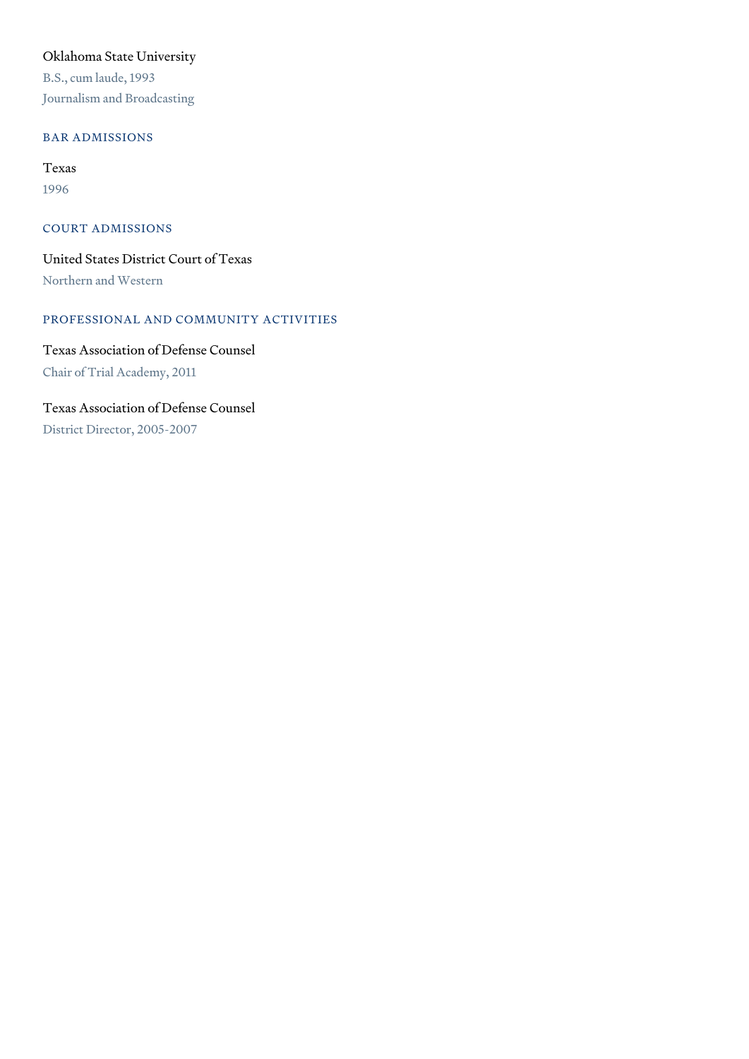Oklahoma State University

B.S., cum laude, 1993

Journalism and Broadcasting

## BAR ADMISSIONS

Texas

1996

## COURT ADMISSIONS

United States District Court of Texas

Northern and Western

## PROFESSIONAL AND COMMUNITY ACTIVITIES

Texas Association of Defense Counsel

Chair of Trial Academy, 2011

Texas Association of Defense Counsel

District Director, 2005-2007